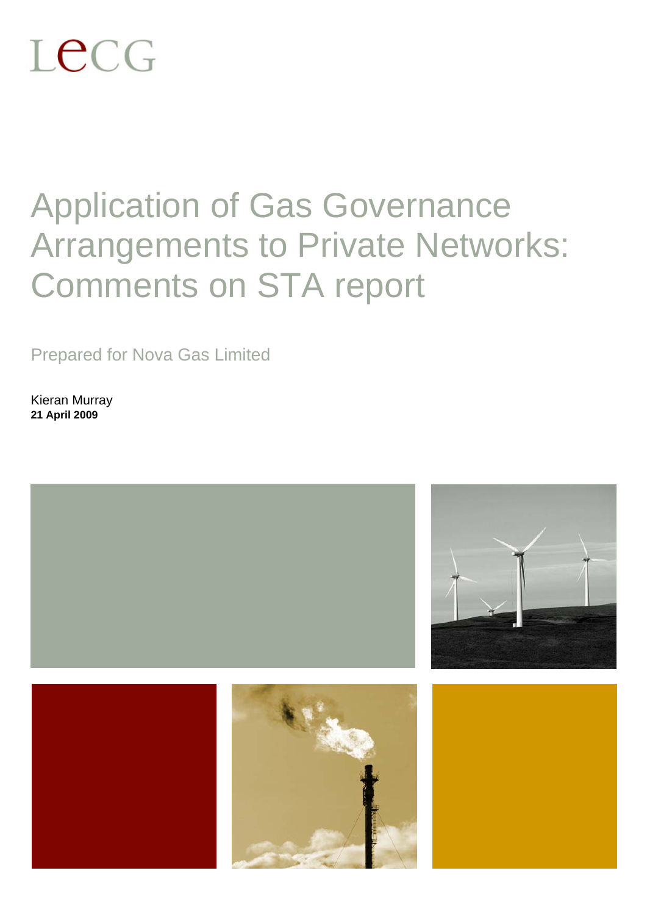LECG

# Application of Gas Governance Arrangements to Private Networks: Comments on STA report

Prepared for Nova Gas Limited

Kieran Murray
**21 April 2009**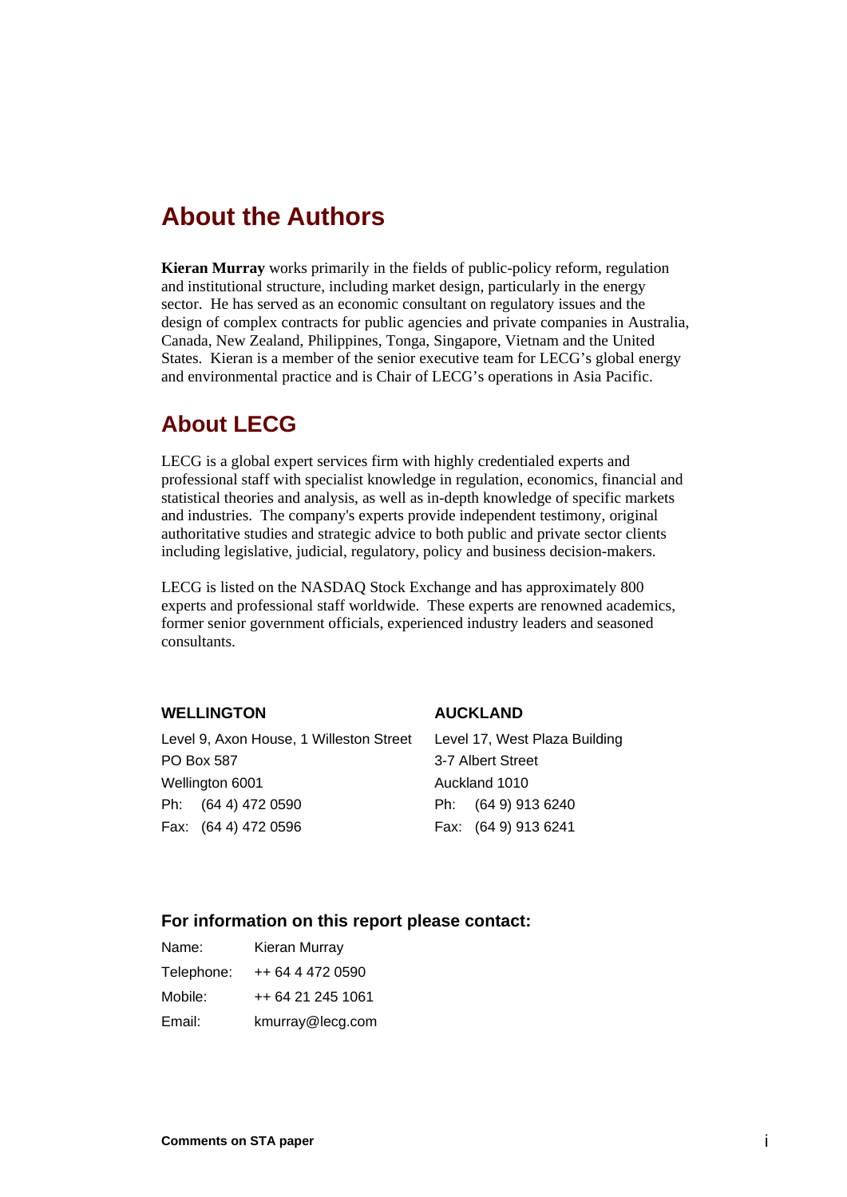## About the Authors

**Kieran Murray** works primarily in the fields of public-policy reform, regulation and institutional structure, including market design, particularly in the energy sector. He has served as an economic consultant on regulatory issues and the design of complex contracts for public agencies and private companies in Australia, Canada, New Zealand, Philippines, Tonga, Singapore, Vietnam and the United States. Kieran is a member of the senior executive team for LECG's global energy and environmental practice and is Chair of LECG's operations in Asia Pacific.

## About LECG

LECG is a global expert services firm with highly credentialed experts and professional staff with specialist knowledge in regulation, economics, financial and statistical theories and analysis, as well as in-depth knowledge of specific markets and industries. The company's experts provide independent testimony, original authoritative studies and strategic advice to both public and private sector clients including legislative, judicial, regulatory, policy and business decision-makers.

LECG is listed on the NASDAQ Stock Exchange and has approximately 800 experts and professional staff worldwide. These experts are renowned academics, former senior government officials, experienced industry leaders and seasoned consultants.

**WELLINGTON**

Level 9, Axon House, 1 Willeston Street
PO Box 587
Wellington 6001
Ph: (64 4) 472 0590
Fax: (64 4) 472 0596

**AUCKLAND**

Level 17, West Plaza Building
3-7 Albert Street
Auckland 1010
Ph: (64 9) 913 6240
Fax: (64 9) 913 6241

### For information on this report please contact:

| | |
|---|---|
| Name: | Kieran Murray |
| Telephone: | ++ 64 4 472 0590 |
| Mobile: | ++ 64 21 245 1061 |
| Email: | kmurray@lecg.com |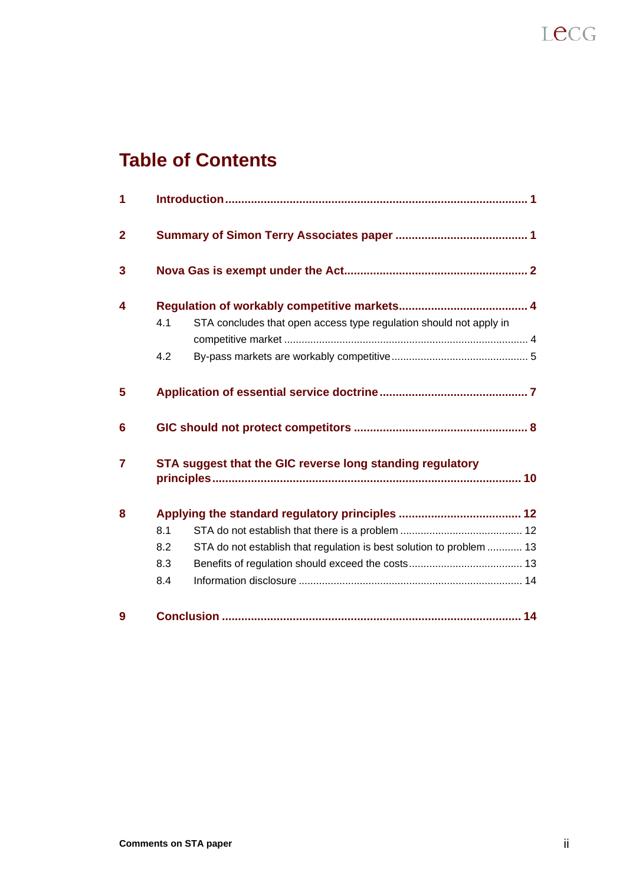# Table of Contents

| | | |
|---|---|---|
| **1** | **Introduction** | **1** |
| **2** | **Summary of Simon Terry Associates paper** | **1** |
| **3** | **Nova Gas is exempt under the Act** | **2** |
| **4** | **Regulation of workably competitive markets** | **4** |
| 4.1 | STA concludes that open access type regulation should not apply in competitive market | 4 |
| 4.2 | By-pass markets are workably competitive | 5 |
| **5** | **Application of essential service doctrine** | **7** |
| **6** | **GIC should not protect competitors** | **8** |
| **7** | **STA suggest that the GIC reverse long standing regulatory principles** | **10** |
| **8** | **Applying the standard regulatory principles** | **12** |
| 8.1 | STA do not establish that there is a problem | 12 |
| 8.2 | STA do not establish that regulation is best solution to problem | 13 |
| 8.3 | Benefits of regulation should exceed the costs | 13 |
| 8.4 | Information disclosure | 14 |
| **9** | **Conclusion** | **14** |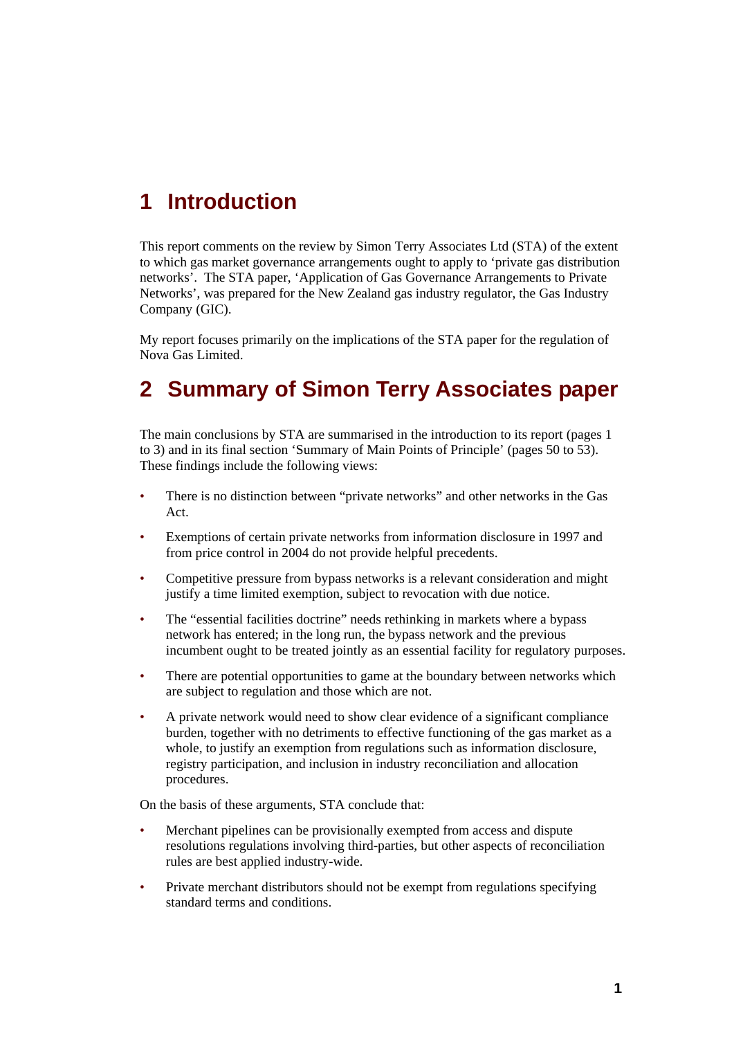# 1 Introduction

This report comments on the review by Simon Terry Associates Ltd (STA) of the extent to which gas market governance arrangements ought to apply to 'private gas distribution networks'. The STA paper, 'Application of Gas Governance Arrangements to Private Networks', was prepared for the New Zealand gas industry regulator, the Gas Industry Company (GIC).

My report focuses primarily on the implications of the STA paper for the regulation of Nova Gas Limited.

# 2 Summary of Simon Terry Associates paper

The main conclusions by STA are summarised in the introduction to its report (pages 1 to 3) and in its final section 'Summary of Main Points of Principle' (pages 50 to 53). These findings include the following views:

- There is no distinction between "private networks" and other networks in the Gas Act.
- Exemptions of certain private networks from information disclosure in 1997 and from price control in 2004 do not provide helpful precedents.
- Competitive pressure from bypass networks is a relevant consideration and might justify a time limited exemption, subject to revocation with due notice.
- The "essential facilities doctrine" needs rethinking in markets where a bypass network has entered; in the long run, the bypass network and the previous incumbent ought to be treated jointly as an essential facility for regulatory purposes.
- There are potential opportunities to game at the boundary between networks which are subject to regulation and those which are not.
- A private network would need to show clear evidence of a significant compliance burden, together with no detriments to effective functioning of the gas market as a whole, to justify an exemption from regulations such as information disclosure, registry participation, and inclusion in industry reconciliation and allocation procedures.

On the basis of these arguments, STA conclude that:

- Merchant pipelines can be provisionally exempted from access and dispute resolutions regulations involving third-parties, but other aspects of reconciliation rules are best applied industry-wide.
- Private merchant distributors should not be exempt from regulations specifying standard terms and conditions.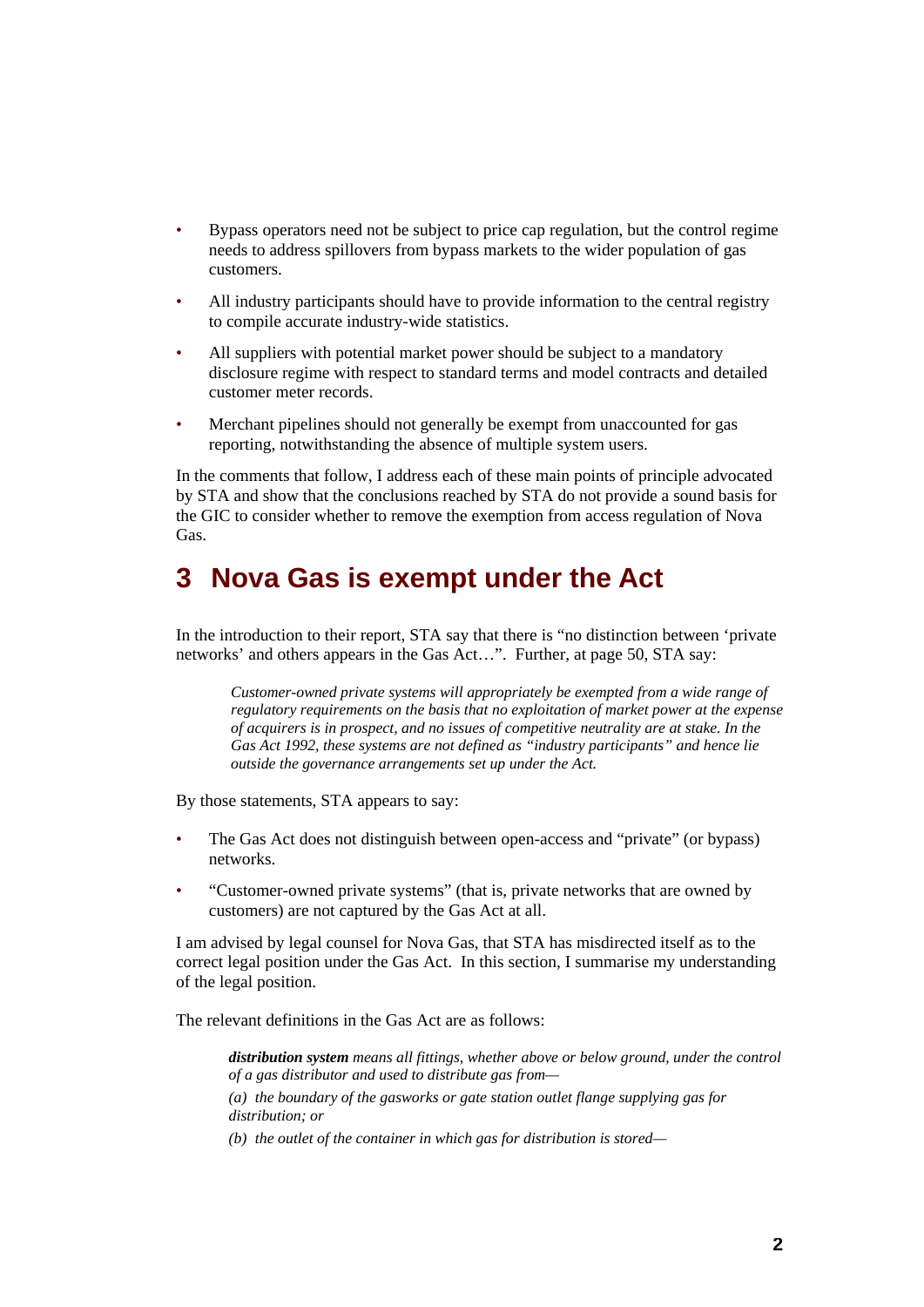- Bypass operators need not be subject to price cap regulation, but the control regime needs to address spillovers from bypass markets to the wider population of gas customers.
- All industry participants should have to provide information to the central registry to compile accurate industry-wide statistics.
- All suppliers with potential market power should be subject to a mandatory disclosure regime with respect to standard terms and model contracts and detailed customer meter records.
- Merchant pipelines should not generally be exempt from unaccounted for gas reporting, notwithstanding the absence of multiple system users.

In the comments that follow, I address each of these main points of principle advocated by STA and show that the conclusions reached by STA do not provide a sound basis for the GIC to consider whether to remove the exemption from access regulation of Nova Gas.

# 3 Nova Gas is exempt under the Act

In the introduction to their report, STA say that there is "no distinction between 'private networks' and others appears in the Gas Act…". Further, at page 50, STA say:

> *Customer-owned private systems will appropriately be exempted from a wide range of regulatory requirements on the basis that no exploitation of market power at the expense of acquirers is in prospect, and no issues of competitive neutrality are at stake. In the Gas Act 1992, these systems are not defined as "industry participants" and hence lie outside the governance arrangements set up under the Act.*

By those statements, STA appears to say:

- The Gas Act does not distinguish between open-access and "private" (or bypass) networks.
- "Customer-owned private systems" (that is, private networks that are owned by customers) are not captured by the Gas Act at all.

I am advised by legal counsel for Nova Gas, that STA has misdirected itself as to the correct legal position under the Gas Act. In this section, I summarise my understanding of the legal position.

The relevant definitions in the Gas Act are as follows:

> ***distribution system*** *means all fittings, whether above or below ground, under the control of a gas distributor and used to distribute gas from—*
>
> *(a) the boundary of the gasworks or gate station outlet flange supplying gas for distribution; or*
>
> *(b) the outlet of the container in which gas for distribution is stored—*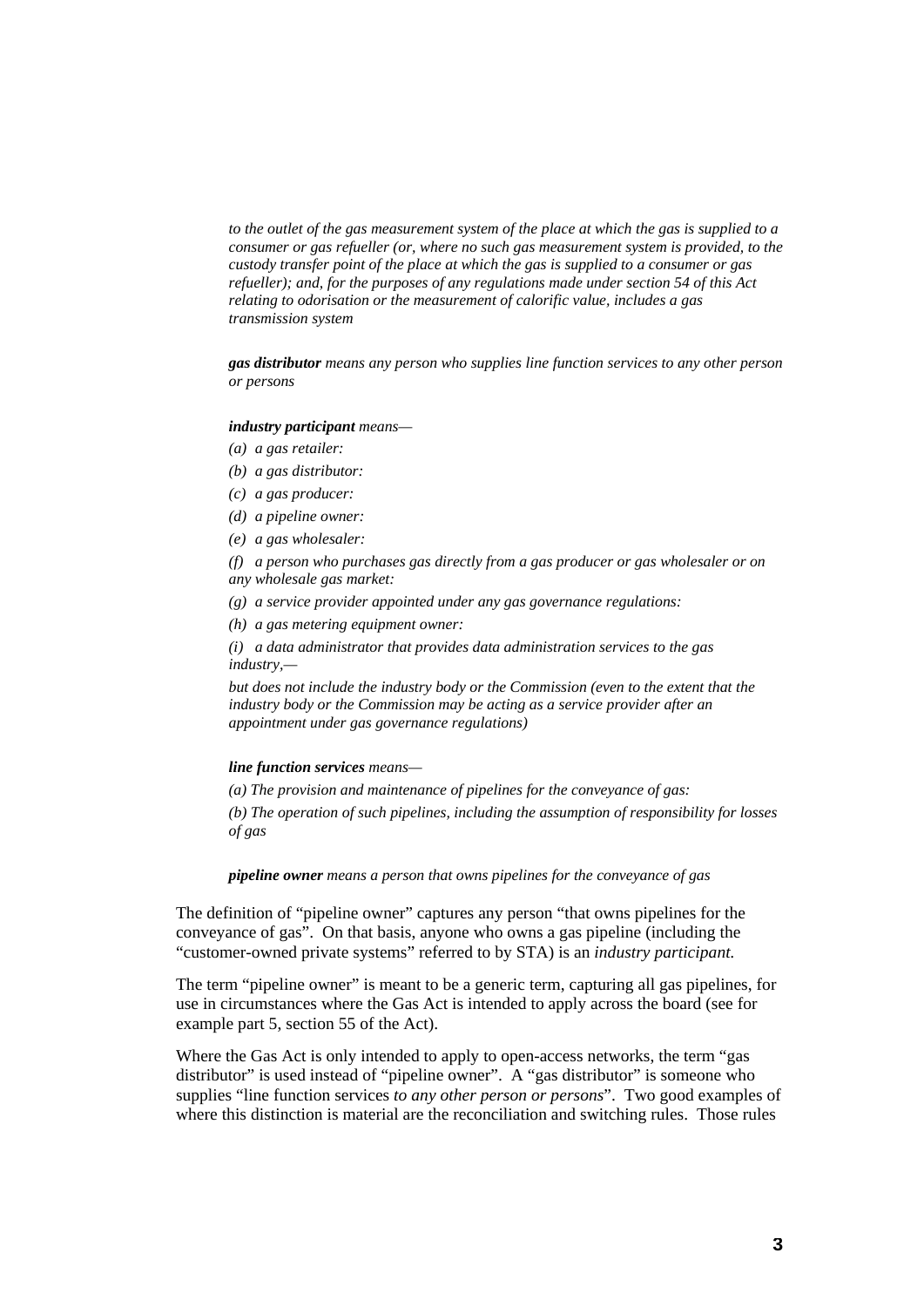*to the outlet of the gas measurement system of the place at which the gas is supplied to a consumer or gas refueller (or, where no such gas measurement system is provided, to the custody transfer point of the place at which the gas is supplied to a consumer or gas refueller); and, for the purposes of any regulations made under section 54 of this Act relating to odorisation or the measurement of calorific value, includes a gas transmission system*

***gas distributor*** *means any person who supplies line function services to any other person or persons*

***industry participant*** *means—*

*(a) a gas retailer:*

*(b) a gas distributor:*

*(c) a gas producer:*

*(d) a pipeline owner:*

*(e) a gas wholesaler:*

*(f) a person who purchases gas directly from a gas producer or gas wholesaler or on any wholesale gas market:*

*(g) a service provider appointed under any gas governance regulations:*

*(h) a gas metering equipment owner:*

*(i) a data administrator that provides data administration services to the gas industry,—*

*but does not include the industry body or the Commission (even to the extent that the industry body or the Commission may be acting as a service provider after an appointment under gas governance regulations)*

***line function services*** *means—*

*(a) The provision and maintenance of pipelines for the conveyance of gas:*

*(b) The operation of such pipelines, including the assumption of responsibility for losses of gas*

***pipeline owner*** *means a person that owns pipelines for the conveyance of gas*

The definition of "pipeline owner" captures any person "that owns pipelines for the conveyance of gas". On that basis, anyone who owns a gas pipeline (including the "customer-owned private systems" referred to by STA) is an *industry participant*.

The term "pipeline owner" is meant to be a generic term, capturing all gas pipelines, for use in circumstances where the Gas Act is intended to apply across the board (see for example part 5, section 55 of the Act).

Where the Gas Act is only intended to apply to open-access networks, the term "gas distributor" is used instead of "pipeline owner". A "gas distributor" is someone who supplies "line function services *to any other person or persons*". Two good examples of where this distinction is material are the reconciliation and switching rules. Those rules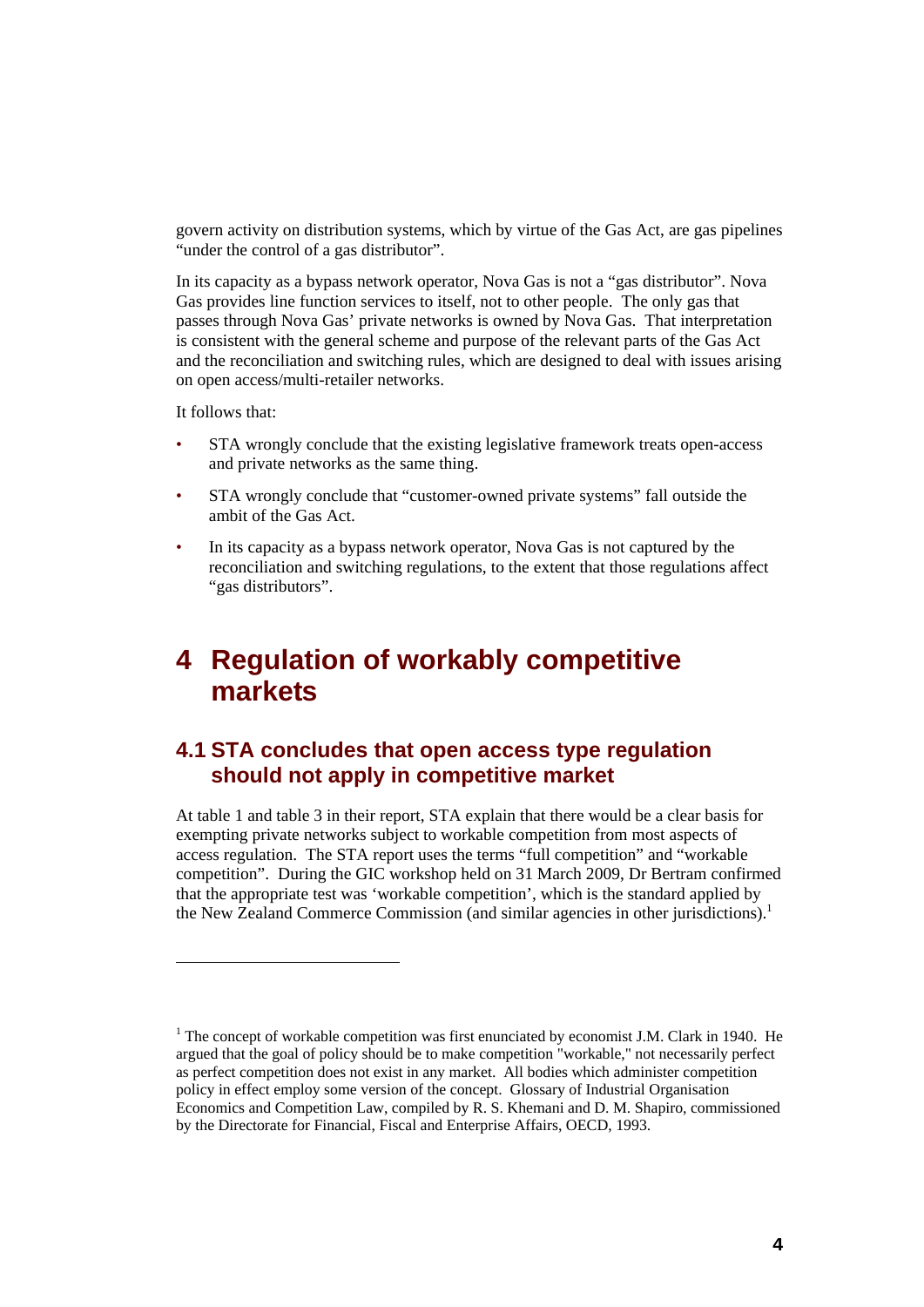govern activity on distribution systems, which by virtue of the Gas Act, are gas pipelines "under the control of a gas distributor".

In its capacity as a bypass network operator, Nova Gas is not a "gas distributor". Nova Gas provides line function services to itself, not to other people. The only gas that passes through Nova Gas' private networks is owned by Nova Gas. That interpretation is consistent with the general scheme and purpose of the relevant parts of the Gas Act and the reconciliation and switching rules, which are designed to deal with issues arising on open access/multi-retailer networks.

It follows that:

- STA wrongly conclude that the existing legislative framework treats open-access and private networks as the same thing.
- STA wrongly conclude that "customer-owned private systems" fall outside the ambit of the Gas Act.
- In its capacity as a bypass network operator, Nova Gas is not captured by the reconciliation and switching regulations, to the extent that those regulations affect "gas distributors".

# 4 Regulation of workably competitive markets

## 4.1 STA concludes that open access type regulation should not apply in competitive market

At table 1 and table 3 in their report, STA explain that there would be a clear basis for exempting private networks subject to workable competition from most aspects of access regulation. The STA report uses the terms "full competition" and "workable competition". During the GIC workshop held on 31 March 2009, Dr Bertram confirmed that the appropriate test was 'workable competition', which is the standard applied by the New Zealand Commerce Commission (and similar agencies in other jurisdictions).[1]

---

[1] The concept of workable competition was first enunciated by economist J.M. Clark in 1940. He argued that the goal of policy should be to make competition "workable," not necessarily perfect as perfect competition does not exist in any market. All bodies which administer competition policy in effect employ some version of the concept. Glossary of Industrial Organisation Economics and Competition Law, compiled by R. S. Khemani and D. M. Shapiro, commissioned by the Directorate for Financial, Fiscal and Enterprise Affairs, OECD, 1993.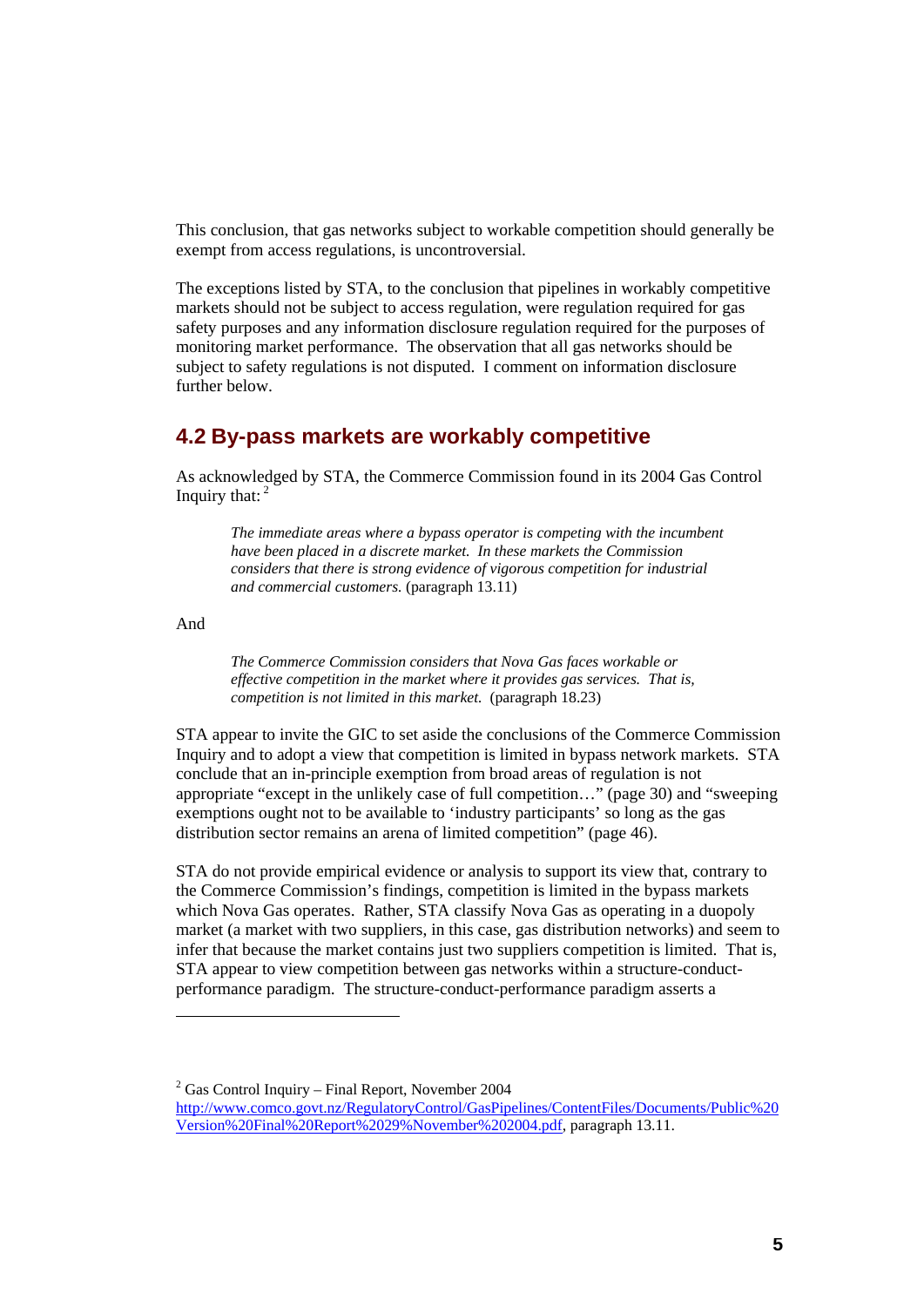This conclusion, that gas networks subject to workable competition should generally be exempt from access regulations, is uncontroversial.

The exceptions listed by STA, to the conclusion that pipelines in workably competitive markets should not be subject to access regulation, were regulation required for gas safety purposes and any information disclosure regulation required for the purposes of monitoring market performance. The observation that all gas networks should be subject to safety regulations is not disputed. I comment on information disclosure further below.

## 4.2 By-pass markets are workably competitive

As acknowledged by STA, the Commerce Commission found in its 2004 Gas Control Inquiry that: [2]

> *The immediate areas where a bypass operator is competing with the incumbent have been placed in a discrete market. In these markets the Commission considers that there is strong evidence of vigorous competition for industrial and commercial customers.* (paragraph 13.11)

And

> *The Commerce Commission considers that Nova Gas faces workable or effective competition in the market where it provides gas services. That is, competition is not limited in this market.* (paragraph 18.23)

STA appear to invite the GIC to set aside the conclusions of the Commerce Commission Inquiry and to adopt a view that competition is limited in bypass network markets. STA conclude that an in-principle exemption from broad areas of regulation is not appropriate "except in the unlikely case of full competition…" (page 30) and "sweeping exemptions ought not to be available to 'industry participants' so long as the gas distribution sector remains an arena of limited competition" (page 46).

STA do not provide empirical evidence or analysis to support its view that, contrary to the Commerce Commission's findings, competition is limited in the bypass markets which Nova Gas operates. Rather, STA classify Nova Gas as operating in a duopoly market (a market with two suppliers, in this case, gas distribution networks) and seem to infer that because the market contains just two suppliers competition is limited. That is, STA appear to view competition between gas networks within a structure-conduct-performance paradigm. The structure-conduct-performance paradigm asserts a

---

[2] Gas Control Inquiry – Final Report, November 2004 http://www.comco.govt.nz/RegulatoryControl/GasPipelines/ContentFiles/Documents/Public%20Version%20Final%20Report%2029%November%202004.pdf, paragraph 13.11.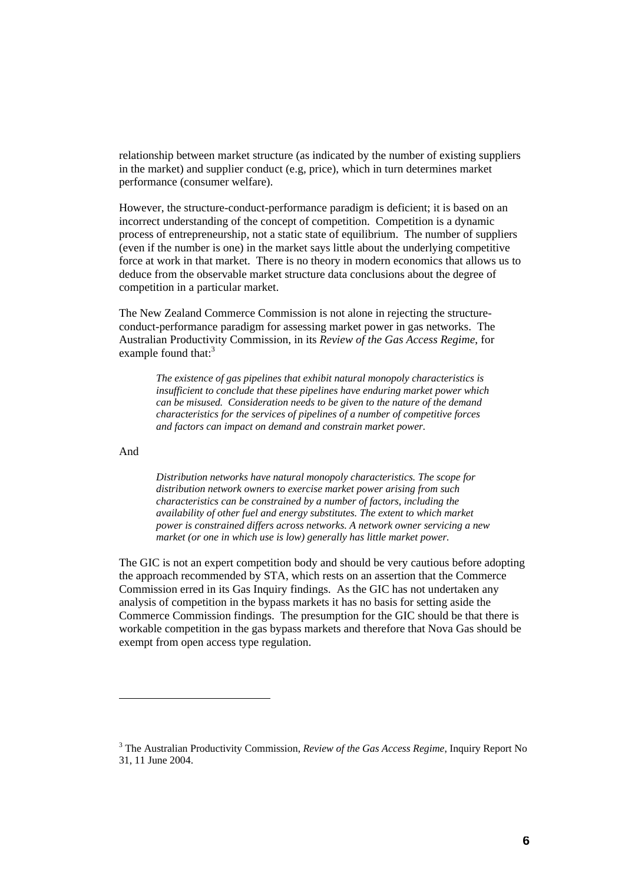relationship between market structure (as indicated by the number of existing suppliers in the market) and supplier conduct (e.g, price), which in turn determines market performance (consumer welfare).

However, the structure-conduct-performance paradigm is deficient; it is based on an incorrect understanding of the concept of competition. Competition is a dynamic process of entrepreneurship, not a static state of equilibrium. The number of suppliers (even if the number is one) in the market says little about the underlying competitive force at work in that market. There is no theory in modern economics that allows us to deduce from the observable market structure data conclusions about the degree of competition in a particular market.

The New Zealand Commerce Commission is not alone in rejecting the structure-conduct-performance paradigm for assessing market power in gas networks. The Australian Productivity Commission, in its *Review of the Gas Access Regime*, for example found that:[3]

> *The existence of gas pipelines that exhibit natural monopoly characteristics is insufficient to conclude that these pipelines have enduring market power which can be misused. Consideration needs to be given to the nature of the demand characteristics for the services of pipelines of a number of competitive forces and factors can impact on demand and constrain market power.*

And

> *Distribution networks have natural monopoly characteristics. The scope for distribution network owners to exercise market power arising from such characteristics can be constrained by a number of factors, including the availability of other fuel and energy substitutes. The extent to which market power is constrained differs across networks. A network owner servicing a new market (or one in which use is low) generally has little market power.*

The GIC is not an expert competition body and should be very cautious before adopting the approach recommended by STA, which rests on an assertion that the Commerce Commission erred in its Gas Inquiry findings. As the GIC has not undertaken any analysis of competition in the bypass markets it has no basis for setting aside the Commerce Commission findings. The presumption for the GIC should be that there is workable competition in the gas bypass markets and therefore that Nova Gas should be exempt from open access type regulation.

---

[3] The Australian Productivity Commission, *Review of the Gas Access Regime*, Inquiry Report No 31, 11 June 2004.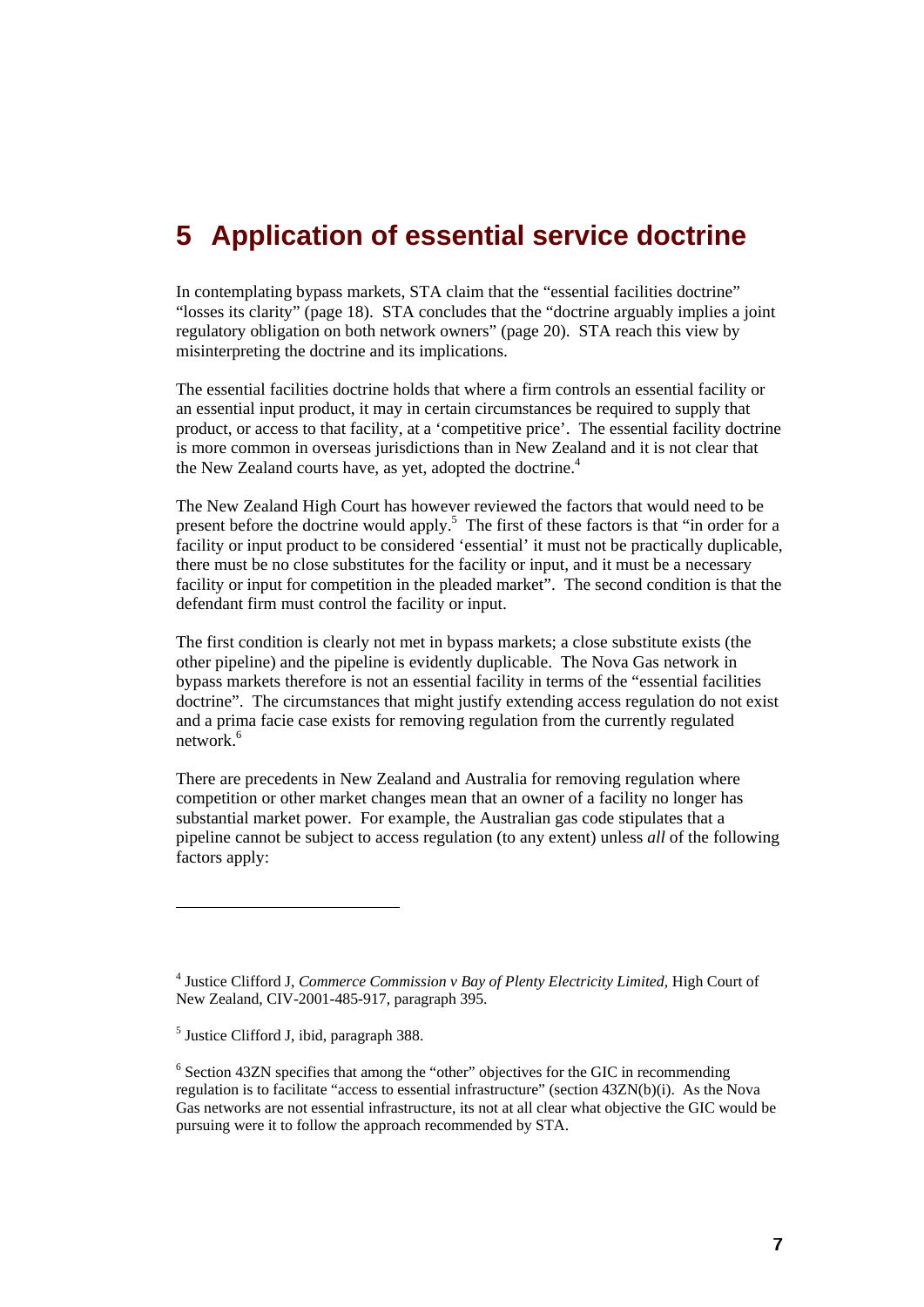# 5 Application of essential service doctrine

In contemplating bypass markets, STA claim that the "essential facilities doctrine" "losses its clarity" (page 18). STA concludes that the "doctrine arguably implies a joint regulatory obligation on both network owners" (page 20). STA reach this view by misinterpreting the doctrine and its implications.

The essential facilities doctrine holds that where a firm controls an essential facility or an essential input product, it may in certain circumstances be required to supply that product, or access to that facility, at a 'competitive price'. The essential facility doctrine is more common in overseas jurisdictions than in New Zealand and it is not clear that the New Zealand courts have, as yet, adopted the doctrine.[4]

The New Zealand High Court has however reviewed the factors that would need to be present before the doctrine would apply.[5] The first of these factors is that "in order for a facility or input product to be considered 'essential' it must not be practically duplicable, there must be no close substitutes for the facility or input, and it must be a necessary facility or input for competition in the pleaded market". The second condition is that the defendant firm must control the facility or input.

The first condition is clearly not met in bypass markets; a close substitute exists (the other pipeline) and the pipeline is evidently duplicable. The Nova Gas network in bypass markets therefore is not an essential facility in terms of the "essential facilities doctrine". The circumstances that might justify extending access regulation do not exist and a prima facie case exists for removing regulation from the currently regulated network.[6]

There are precedents in New Zealand and Australia for removing regulation where competition or other market changes mean that an owner of a facility no longer has substantial market power. For example, the Australian gas code stipulates that a pipeline cannot be subject to access regulation (to any extent) unless *all* of the following factors apply:

---

[4] Justice Clifford J, *Commerce Commission v Bay of Plenty Electricity Limited*, High Court of New Zealand, CIV-2001-485-917, paragraph 395.

[5] Justice Clifford J, ibid, paragraph 388.

[6] Section 43ZN specifies that among the "other" objectives for the GIC in recommending regulation is to facilitate "access to essential infrastructure" (section 43ZN(b)(i). As the Nova Gas networks are not essential infrastructure, its not at all clear what objective the GIC would be pursuing were it to follow the approach recommended by STA.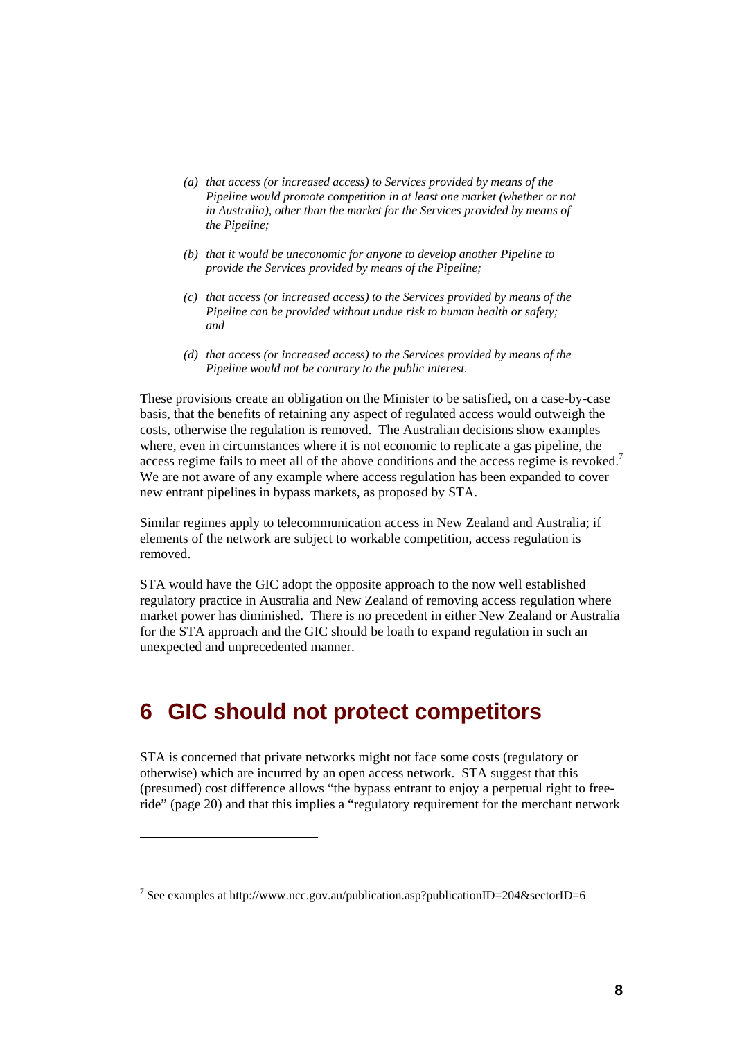*(a) that access (or increased access) to Services provided by means of the Pipeline would promote competition in at least one market (whether or not in Australia), other than the market for the Services provided by means of the Pipeline;*

*(b) that it would be uneconomic for anyone to develop another Pipeline to provide the Services provided by means of the Pipeline;*

*(c) that access (or increased access) to the Services provided by means of the Pipeline can be provided without undue risk to human health or safety; and*

*(d) that access (or increased access) to the Services provided by means of the Pipeline would not be contrary to the public interest.*

These provisions create an obligation on the Minister to be satisfied, on a case-by-case basis, that the benefits of retaining any aspect of regulated access would outweigh the costs, otherwise the regulation is removed. The Australian decisions show examples where, even in circumstances where it is not economic to replicate a gas pipeline, the access regime fails to meet all of the above conditions and the access regime is revoked.[7] We are not aware of any example where access regulation has been expanded to cover new entrant pipelines in bypass markets, as proposed by STA.

Similar regimes apply to telecommunication access in New Zealand and Australia; if elements of the network are subject to workable competition, access regulation is removed.

STA would have the GIC adopt the opposite approach to the now well established regulatory practice in Australia and New Zealand of removing access regulation where market power has diminished. There is no precedent in either New Zealand or Australia for the STA approach and the GIC should be loath to expand regulation in such an unexpected and unprecedented manner.

# 6 GIC should not protect competitors

STA is concerned that private networks might not face some costs (regulatory or otherwise) which are incurred by an open access network. STA suggest that this (presumed) cost difference allows "the bypass entrant to enjoy a perpetual right to free-ride" (page 20) and that this implies a "regulatory requirement for the merchant network

[7] See examples at http://www.ncc.gov.au/publication.asp?publicationID=204&sectorID=6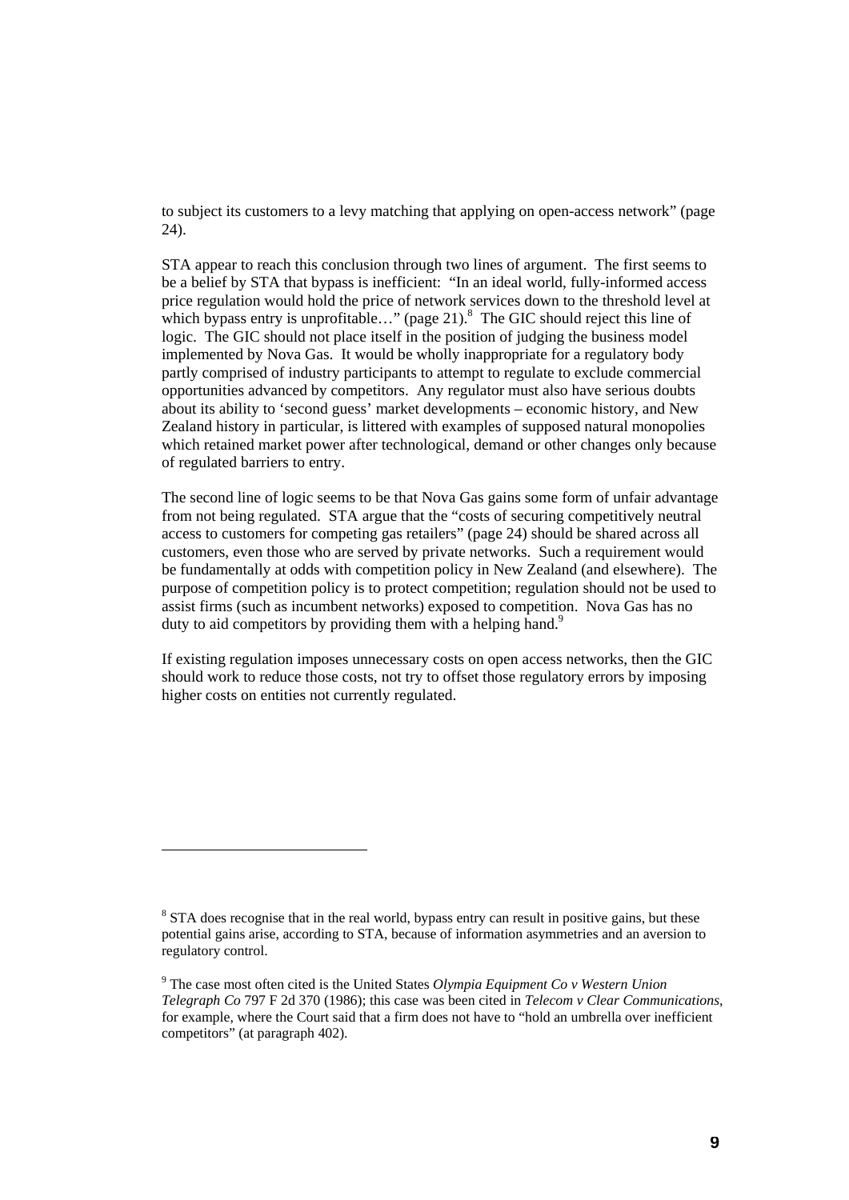to subject its customers to a levy matching that applying on open-access network" (page 24).

STA appear to reach this conclusion through two lines of argument. The first seems to be a belief by STA that bypass is inefficient: "In an ideal world, fully-informed access price regulation would hold the price of network services down to the threshold level at which bypass entry is unprofitable…" (page 21).[8] The GIC should reject this line of logic. The GIC should not place itself in the position of judging the business model implemented by Nova Gas. It would be wholly inappropriate for a regulatory body partly comprised of industry participants to attempt to regulate to exclude commercial opportunities advanced by competitors. Any regulator must also have serious doubts about its ability to 'second guess' market developments – economic history, and New Zealand history in particular, is littered with examples of supposed natural monopolies which retained market power after technological, demand or other changes only because of regulated barriers to entry.

The second line of logic seems to be that Nova Gas gains some form of unfair advantage from not being regulated. STA argue that the "costs of securing competitively neutral access to customers for competing gas retailers" (page 24) should be shared across all customers, even those who are served by private networks. Such a requirement would be fundamentally at odds with competition policy in New Zealand (and elsewhere). The purpose of competition policy is to protect competition; regulation should not be used to assist firms (such as incumbent networks) exposed to competition. Nova Gas has no duty to aid competitors by providing them with a helping hand.[9]

If existing regulation imposes unnecessary costs on open access networks, then the GIC should work to reduce those costs, not try to offset those regulatory errors by imposing higher costs on entities not currently regulated.

---

[8] STA does recognise that in the real world, bypass entry can result in positive gains, but these potential gains arise, according to STA, because of information asymmetries and an aversion to regulatory control.

[9] The case most often cited is the United States *Olympia Equipment Co v Western Union Telegraph Co* 797 F 2d 370 (1986); this case was been cited in *Telecom v Clear Communications*, for example, where the Court said that a firm does not have to "hold an umbrella over inefficient competitors" (at paragraph 402).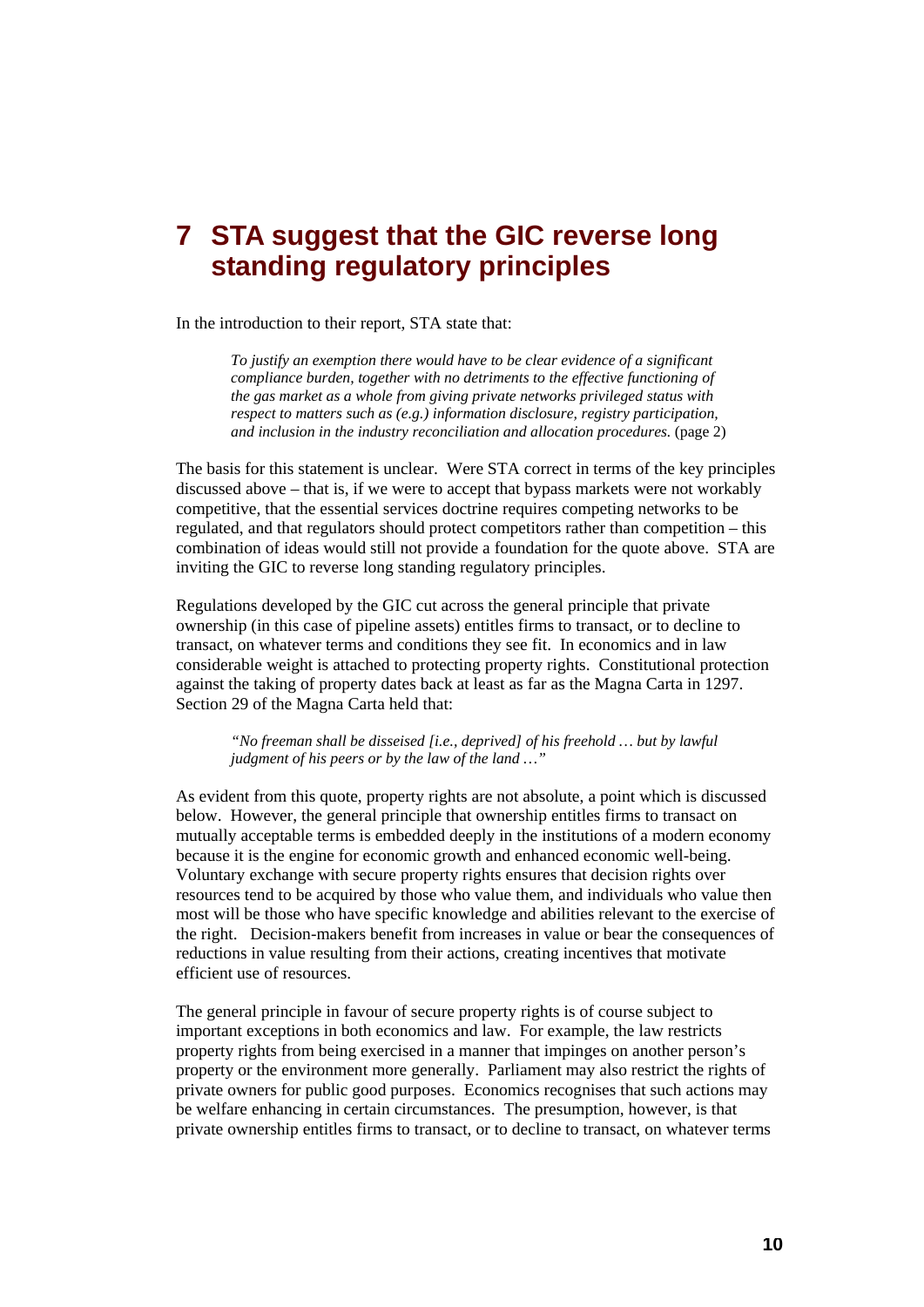# 7 STA suggest that the GIC reverse long standing regulatory principles

In the introduction to their report, STA state that:

> *To justify an exemption there would have to be clear evidence of a significant compliance burden, together with no detriments to the effective functioning of the gas market as a whole from giving private networks privileged status with respect to matters such as (e.g.) information disclosure, registry participation, and inclusion in the industry reconciliation and allocation procedures.* (page 2)

The basis for this statement is unclear. Were STA correct in terms of the key principles discussed above – that is, if we were to accept that bypass markets were not workably competitive, that the essential services doctrine requires competing networks to be regulated, and that regulators should protect competitors rather than competition – this combination of ideas would still not provide a foundation for the quote above. STA are inviting the GIC to reverse long standing regulatory principles.

Regulations developed by the GIC cut across the general principle that private ownership (in this case of pipeline assets) entitles firms to transact, or to decline to transact, on whatever terms and conditions they see fit. In economics and in law considerable weight is attached to protecting property rights. Constitutional protection against the taking of property dates back at least as far as the Magna Carta in 1297. Section 29 of the Magna Carta held that:

> *"No freeman shall be disseised [i.e., deprived] of his freehold … but by lawful judgment of his peers or by the law of the land …"*

As evident from this quote, property rights are not absolute, a point which is discussed below. However, the general principle that ownership entitles firms to transact on mutually acceptable terms is embedded deeply in the institutions of a modern economy because it is the engine for economic growth and enhanced economic well-being. Voluntary exchange with secure property rights ensures that decision rights over resources tend to be acquired by those who value them, and individuals who value then most will be those who have specific knowledge and abilities relevant to the exercise of the right. Decision-makers benefit from increases in value or bear the consequences of reductions in value resulting from their actions, creating incentives that motivate efficient use of resources.

The general principle in favour of secure property rights is of course subject to important exceptions in both economics and law. For example, the law restricts property rights from being exercised in a manner that impinges on another person's property or the environment more generally. Parliament may also restrict the rights of private owners for public good purposes. Economics recognises that such actions may be welfare enhancing in certain circumstances. The presumption, however, is that private ownership entitles firms to transact, or to decline to transact, on whatever terms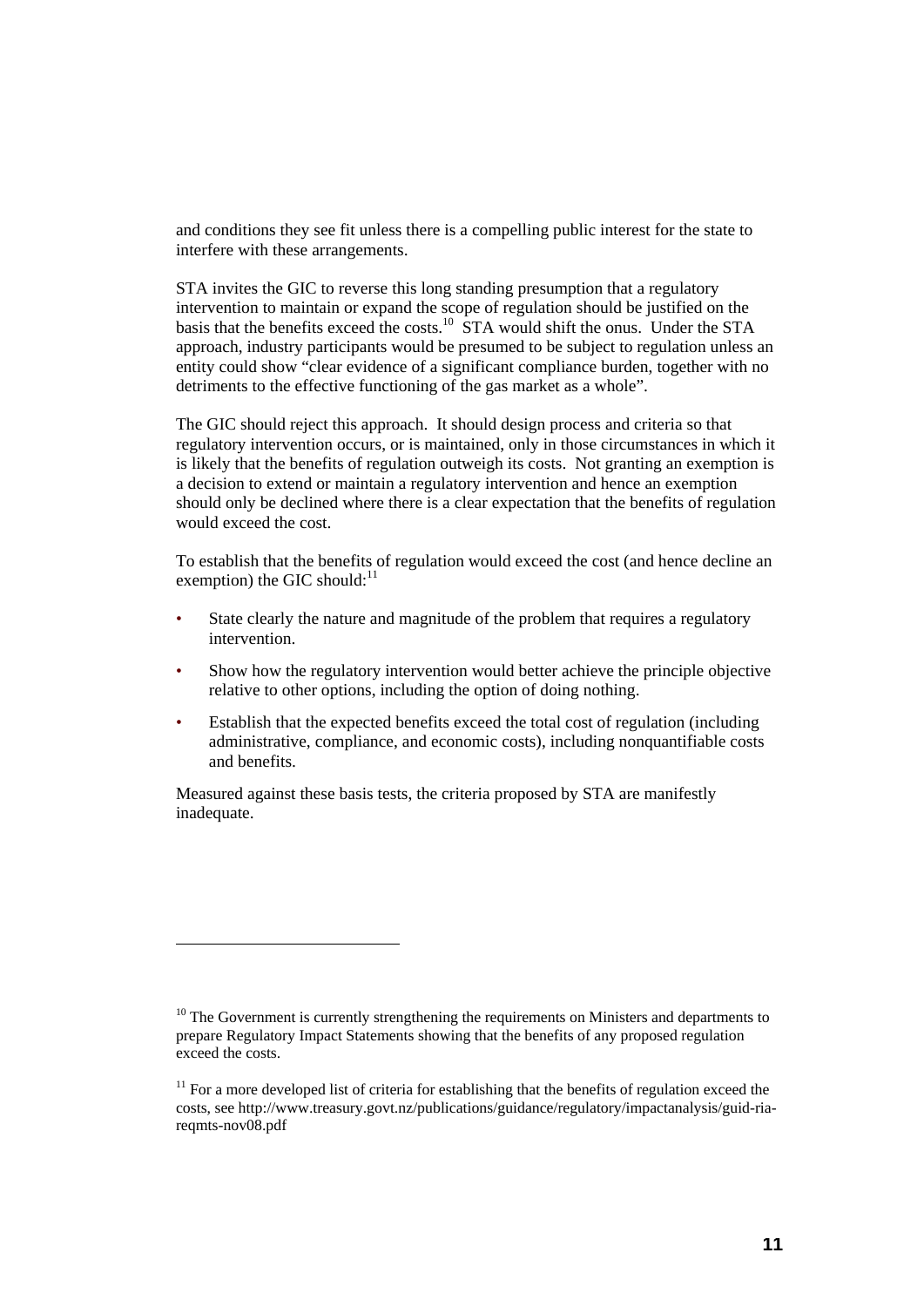and conditions they see fit unless there is a compelling public interest for the state to interfere with these arrangements.

STA invites the GIC to reverse this long standing presumption that a regulatory intervention to maintain or expand the scope of regulation should be justified on the basis that the benefits exceed the costs.[10] STA would shift the onus. Under the STA approach, industry participants would be presumed to be subject to regulation unless an entity could show "clear evidence of a significant compliance burden, together with no detriments to the effective functioning of the gas market as a whole".

The GIC should reject this approach. It should design process and criteria so that regulatory intervention occurs, or is maintained, only in those circumstances in which it is likely that the benefits of regulation outweigh its costs. Not granting an exemption is a decision to extend or maintain a regulatory intervention and hence an exemption should only be declined where there is a clear expectation that the benefits of regulation would exceed the cost.

To establish that the benefits of regulation would exceed the cost (and hence decline an exemption) the GIC should:[11]

- State clearly the nature and magnitude of the problem that requires a regulatory intervention.
- Show how the regulatory intervention would better achieve the principle objective relative to other options, including the option of doing nothing.
- Establish that the expected benefits exceed the total cost of regulation (including administrative, compliance, and economic costs), including nonquantifiable costs and benefits.

Measured against these basis tests, the criteria proposed by STA are manifestly inadequate.

---

[10] The Government is currently strengthening the requirements on Ministers and departments to prepare Regulatory Impact Statements showing that the benefits of any proposed regulation exceed the costs.

[11] For a more developed list of criteria for establishing that the benefits of regulation exceed the costs, see http://www.treasury.govt.nz/publications/guidance/regulatory/impactanalysis/guid-ria-reqmts-nov08.pdf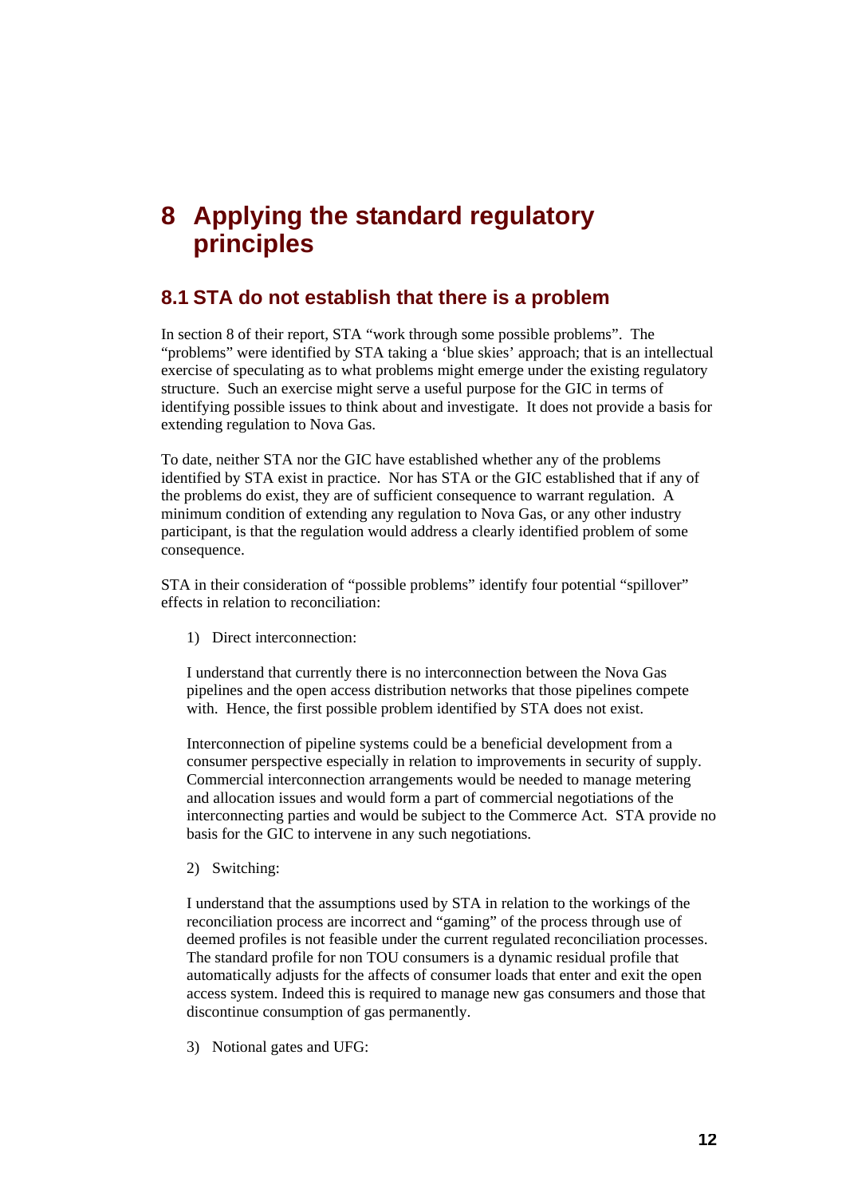# 8 Applying the standard regulatory principles

## 8.1 STA do not establish that there is a problem

In section 8 of their report, STA "work through some possible problems". The "problems" were identified by STA taking a 'blue skies' approach; that is an intellectual exercise of speculating as to what problems might emerge under the existing regulatory structure. Such an exercise might serve a useful purpose for the GIC in terms of identifying possible issues to think about and investigate. It does not provide a basis for extending regulation to Nova Gas.

To date, neither STA nor the GIC have established whether any of the problems identified by STA exist in practice. Nor has STA or the GIC established that if any of the problems do exist, they are of sufficient consequence to warrant regulation. A minimum condition of extending any regulation to Nova Gas, or any other industry participant, is that the regulation would address a clearly identified problem of some consequence.

STA in their consideration of "possible problems" identify four potential "spillover" effects in relation to reconciliation:

1) Direct interconnection:

I understand that currently there is no interconnection between the Nova Gas pipelines and the open access distribution networks that those pipelines compete with. Hence, the first possible problem identified by STA does not exist.

Interconnection of pipeline systems could be a beneficial development from a consumer perspective especially in relation to improvements in security of supply. Commercial interconnection arrangements would be needed to manage metering and allocation issues and would form a part of commercial negotiations of the interconnecting parties and would be subject to the Commerce Act. STA provide no basis for the GIC to intervene in any such negotiations.

2) Switching:

I understand that the assumptions used by STA in relation to the workings of the reconciliation process are incorrect and "gaming" of the process through use of deemed profiles is not feasible under the current regulated reconciliation processes. The standard profile for non TOU consumers is a dynamic residual profile that automatically adjusts for the affects of consumer loads that enter and exit the open access system. Indeed this is required to manage new gas consumers and those that discontinue consumption of gas permanently.

3) Notional gates and UFG: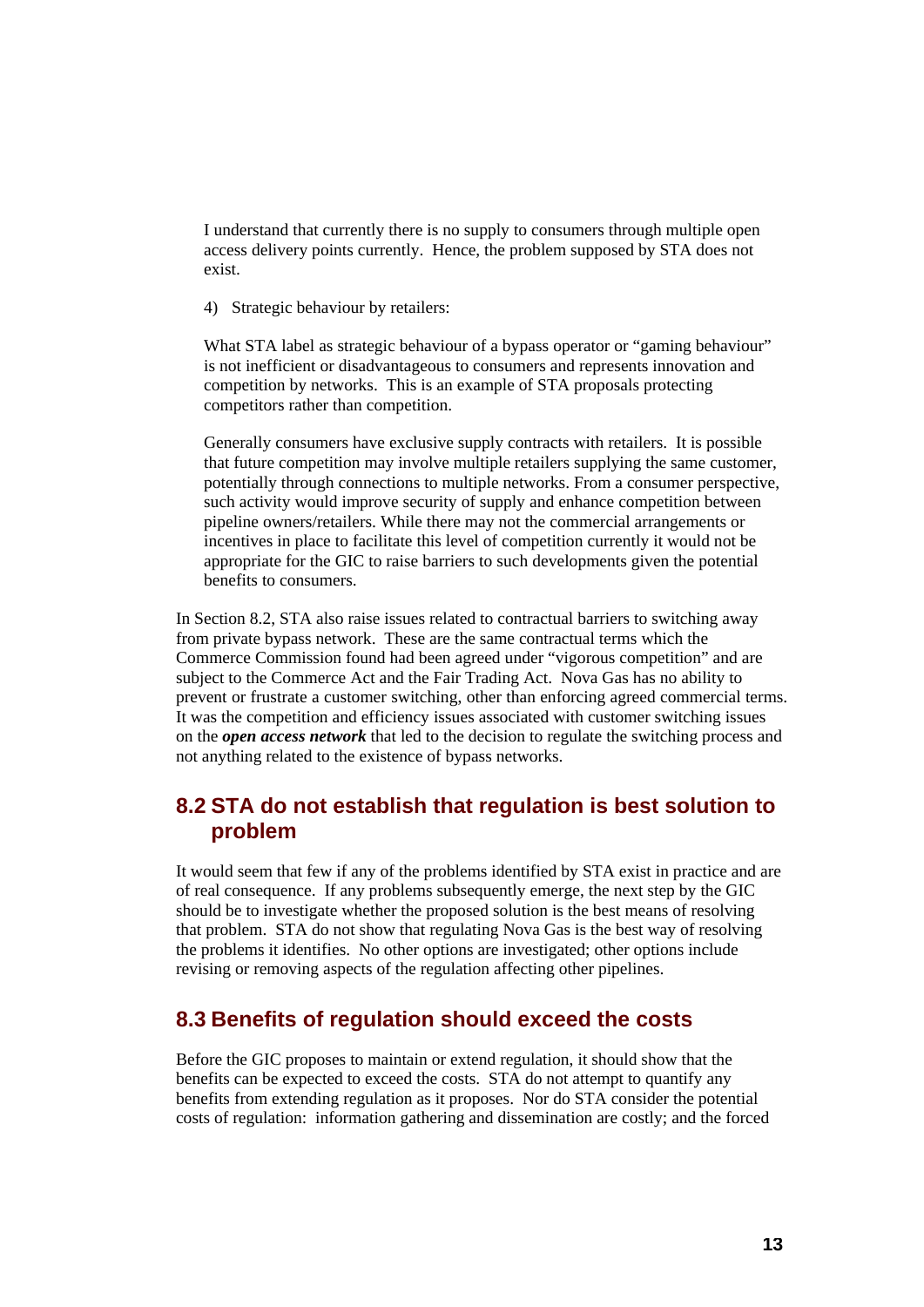I understand that currently there is no supply to consumers through multiple open access delivery points currently. Hence, the problem supposed by STA does not exist.

4) Strategic behaviour by retailers:

What STA label as strategic behaviour of a bypass operator or "gaming behaviour" is not inefficient or disadvantageous to consumers and represents innovation and competition by networks. This is an example of STA proposals protecting competitors rather than competition.

Generally consumers have exclusive supply contracts with retailers. It is possible that future competition may involve multiple retailers supplying the same customer, potentially through connections to multiple networks. From a consumer perspective, such activity would improve security of supply and enhance competition between pipeline owners/retailers. While there may not the commercial arrangements or incentives in place to facilitate this level of competition currently it would not be appropriate for the GIC to raise barriers to such developments given the potential benefits to consumers.

In Section 8.2, STA also raise issues related to contractual barriers to switching away from private bypass network. These are the same contractual terms which the Commerce Commission found had been agreed under "vigorous competition" and are subject to the Commerce Act and the Fair Trading Act. Nova Gas has no ability to prevent or frustrate a customer switching, other than enforcing agreed commercial terms. It was the competition and efficiency issues associated with customer switching issues on the ***open access network*** that led to the decision to regulate the switching process and not anything related to the existence of bypass networks.

## 8.2 STA do not establish that regulation is best solution to problem

It would seem that few if any of the problems identified by STA exist in practice and are of real consequence. If any problems subsequently emerge, the next step by the GIC should be to investigate whether the proposed solution is the best means of resolving that problem. STA do not show that regulating Nova Gas is the best way of resolving the problems it identifies. No other options are investigated; other options include revising or removing aspects of the regulation affecting other pipelines.

## 8.3 Benefits of regulation should exceed the costs

Before the GIC proposes to maintain or extend regulation, it should show that the benefits can be expected to exceed the costs. STA do not attempt to quantify any benefits from extending regulation as it proposes. Nor do STA consider the potential costs of regulation: information gathering and dissemination are costly; and the forced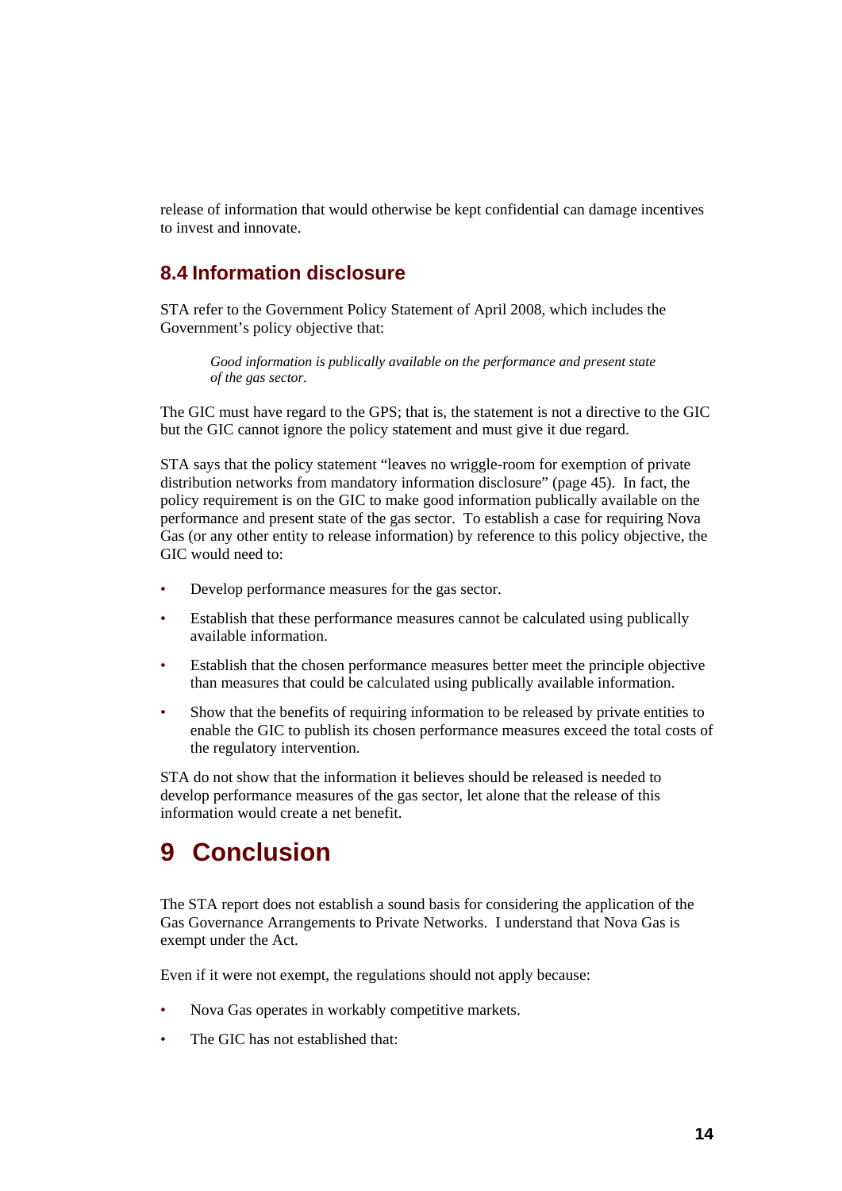release of information that would otherwise be kept confidential can damage incentives to invest and innovate.

## 8.4 Information disclosure

STA refer to the Government Policy Statement of April 2008, which includes the Government's policy objective that:

> *Good information is publically available on the performance and present state of the gas sector.*

The GIC must have regard to the GPS; that is, the statement is not a directive to the GIC but the GIC cannot ignore the policy statement and must give it due regard.

STA says that the policy statement "leaves no wriggle-room for exemption of private distribution networks from mandatory information disclosure" (page 45). In fact, the policy requirement is on the GIC to make good information publically available on the performance and present state of the gas sector. To establish a case for requiring Nova Gas (or any other entity to release information) by reference to this policy objective, the GIC would need to:

- Develop performance measures for the gas sector.
- Establish that these performance measures cannot be calculated using publically available information.
- Establish that the chosen performance measures better meet the principle objective than measures that could be calculated using publically available information.
- Show that the benefits of requiring information to be released by private entities to enable the GIC to publish its chosen performance measures exceed the total costs of the regulatory intervention.

STA do not show that the information it believes should be released is needed to develop performance measures of the gas sector, let alone that the release of this information would create a net benefit.

# 9 Conclusion

The STA report does not establish a sound basis for considering the application of the Gas Governance Arrangements to Private Networks. I understand that Nova Gas is exempt under the Act.

Even if it were not exempt, the regulations should not apply because:

- Nova Gas operates in workably competitive markets.
- The GIC has not established that: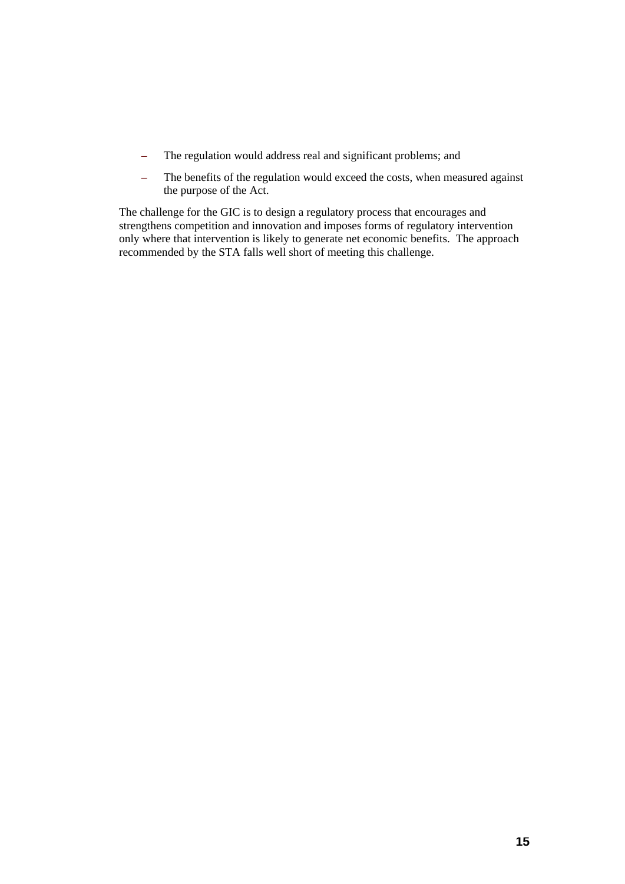- The regulation would address real and significant problems; and
- The benefits of the regulation would exceed the costs, when measured against the purpose of the Act.

The challenge for the GIC is to design a regulatory process that encourages and strengthens competition and innovation and imposes forms of regulatory intervention only where that intervention is likely to generate net economic benefits. The approach recommended by the STA falls well short of meeting this challenge.